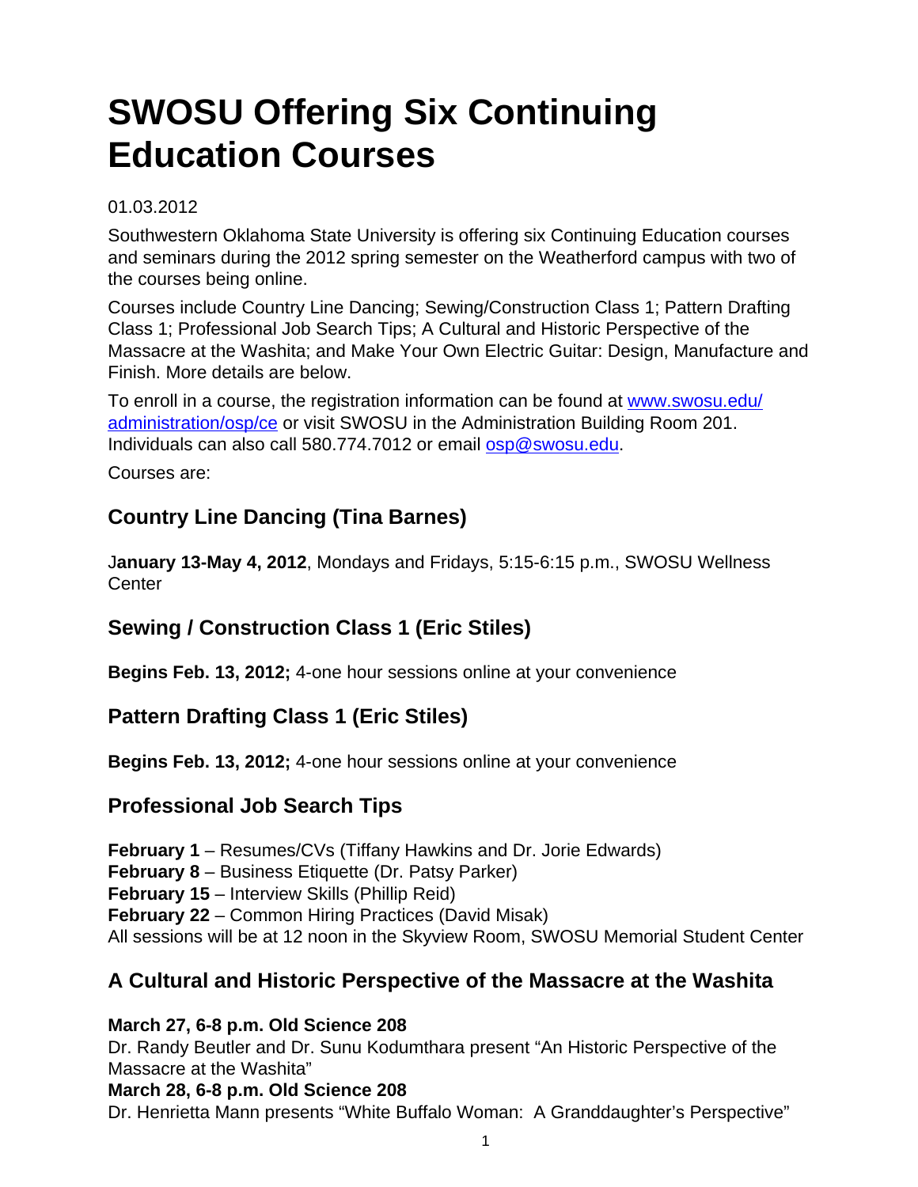# SWOSU Offering Six Continuing Education Courses

01.03.2012

Southwestern Oklahoma State University is offering six Continuing Education courses and seminars during the 2012 spring semester on the Weatherford campus with two of the courses being online.

Courses include Country Line Dancing; Sewing/Construction Class 1; Pattern Drafting Class 1; Professional Job Search Tips; A Cultural and Historic Perspective of the Massacre at the Washita; and Make Your Own Electric Guitar: Design, Manufacture and Finish. More details are below.

To enroll in a course, the registration information can be found at www.swosu.edu/administration/osp/ce or visit SWOSU in the Administration Building Room 201. Individuals can also call 580.774.7012 or email osp@swosu.edu.

Courses are:

## Country Line Dancing (Tina Barnes)

J**anuary 13-May 4, 2012**, Mondays and Fridays, 5:15-6:15 p.m., SWOSU Wellness Center

## Sewing / Construction Class 1 (Eric Stiles)

**Begins Feb. 13, 2012;** 4-one hour sessions online at your convenience

## Pattern Drafting Class 1 (Eric Stiles)

**Begins Feb. 13, 2012;** 4-one hour sessions online at your convenience

## Professional Job Search Tips

**February 1** – Resumes/CVs (Tiffany Hawkins and Dr. Jorie Edwards)
**February 8** – Business Etiquette (Dr. Patsy Parker)
**February 15** – Interview Skills (Phillip Reid)
**February 22** – Common Hiring Practices (David Misak)
All sessions will be at 12 noon in the Skyview Room, SWOSU Memorial Student Center

## A Cultural and Historic Perspective of the Massacre at the Washita

**March 27, 6-8 p.m. Old Science 208**
Dr. Randy Beutler and Dr. Sunu Kodumthara present "An Historic Perspective of the Massacre at the Washita"
**March 28, 6-8 p.m. Old Science 208**
Dr. Henrietta Mann presents "White Buffalo Woman: A Granddaughter's Perspective"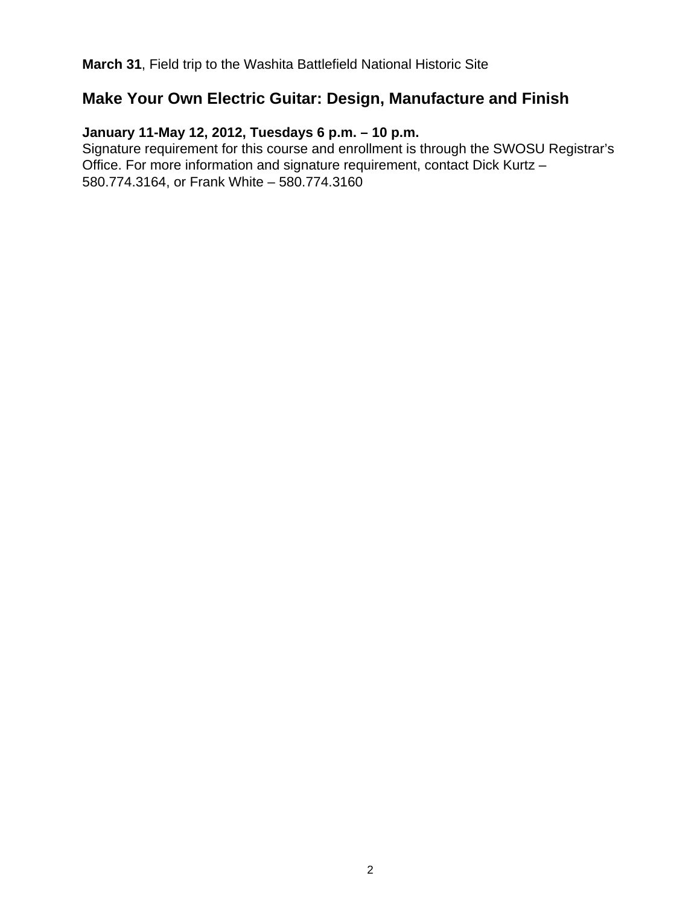**March 31**, Field trip to the Washita Battlefield National Historic Site

## Make Your Own Electric Guitar: Design, Manufacture and Finish

**January 11-May 12, 2012, Tuesdays 6 p.m. – 10 p.m.**
Signature requirement for this course and enrollment is through the SWOSU Registrar's Office. For more information and signature requirement, contact Dick Kurtz – 580.774.3164, or Frank White – 580.774.3160